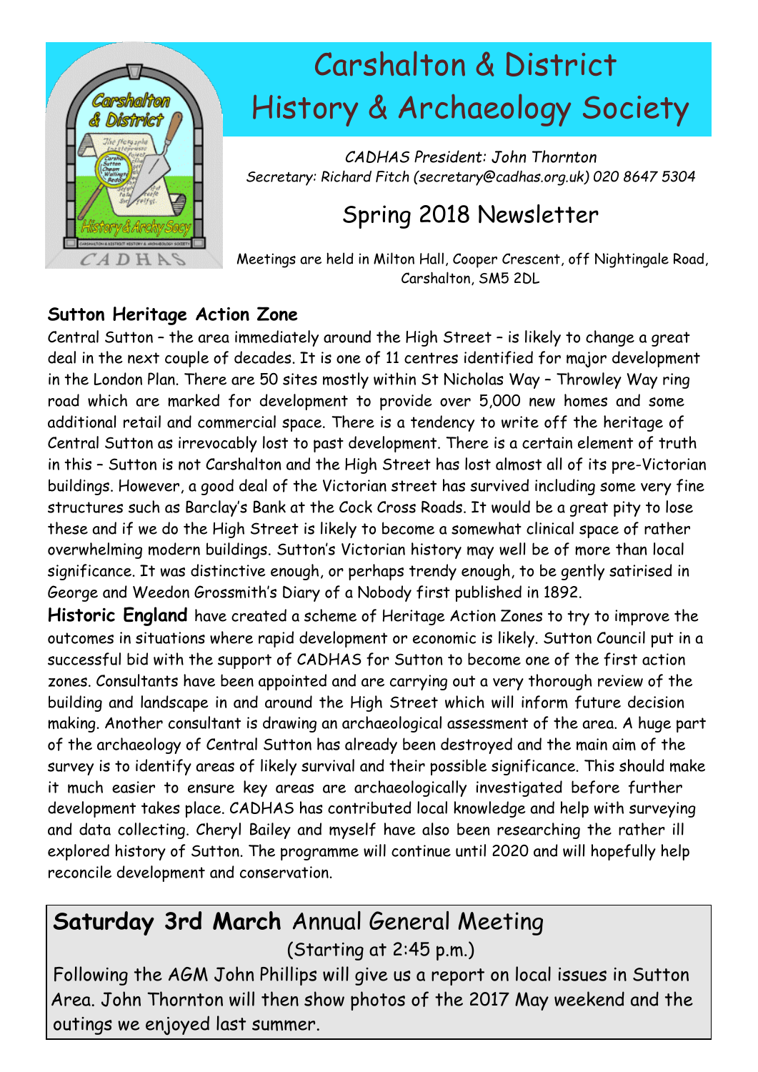# Carshalton & District History & Archaeology Society

*CADHAS President: John Thornton*
*Secretary: Richard Fitch (secretary@cadhas.org.uk) 020 8647 5304*

## Spring 2018 Newsletter

Meetings are held in Milton Hall, Cooper Crescent, off Nightingale Road, Carshalton, SM5 2DL

### Sutton Heritage Action Zone

Central Sutton – the area immediately around the High Street – is likely to change a great deal in the next couple of decades. It is one of 11 centres identified for major development in the London Plan. There are 50 sites mostly within St Nicholas Way – Throwley Way ring road which are marked for development to provide over 5,000 new homes and some additional retail and commercial space. There is a tendency to write off the heritage of Central Sutton as irrevocably lost to past development. There is a certain element of truth in this – Sutton is not Carshalton and the High Street has lost almost all of its pre-Victorian buildings. However, a good deal of the Victorian street has survived including some very fine structures such as Barclay's Bank at the Cock Cross Roads. It would be a great pity to lose these and if we do the High Street is likely to become a somewhat clinical space of rather overwhelming modern buildings. Sutton's Victorian history may well be of more than local significance. It was distinctive enough, or perhaps trendy enough, to be gently satirised in George and Weedon Grossmith's Diary of a Nobody first published in 1892.

**Historic England** have created a scheme of Heritage Action Zones to try to improve the outcomes in situations where rapid development or economic is likely. Sutton Council put in a successful bid with the support of CADHAS for Sutton to become one of the first action zones. Consultants have been appointed and are carrying out a very thorough review of the building and landscape in and around the High Street which will inform future decision making. Another consultant is drawing an archaeological assessment of the area. A huge part of the archaeology of Central Sutton has already been destroyed and the main aim of the survey is to identify areas of likely survival and their possible significance. This should make it much easier to ensure key areas are archaeologically investigated before further development takes place. CADHAS has contributed local knowledge and help with surveying and data collecting. Cheryl Bailey and myself have also been researching the rather ill explored history of Sutton. The programme will continue until 2020 and will hopefully help reconcile development and conservation.

**Saturday 3rd March** Annual General Meeting
(Starting at 2:45 p.m.)

Following the AGM John Phillips will give us a report on local issues in Sutton Area. John Thornton will then show photos of the 2017 May weekend and the outings we enjoyed last summer.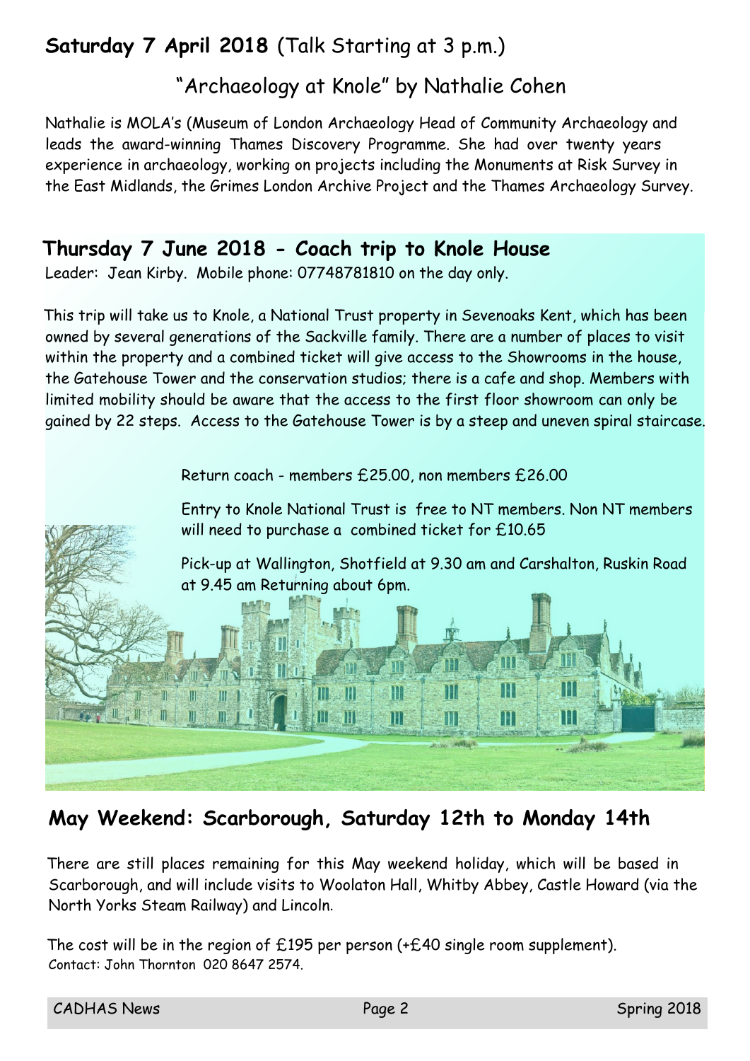## **Saturday 7 April 2018** (Talk Starting at 3 p.m.)

### "Archaeology at Knole" by Nathalie Cohen

Nathalie is MOLA's (Museum of London Archaeology Head of Community Archaeology and leads the award-winning Thames Discovery Programme. She had over twenty years experience in archaeology, working on projects including the Monuments at Risk Survey in the East Midlands, the Grimes London Archive Project and the Thames Archaeology Survey.

## **Thursday 7 June 2018 - Coach trip to Knole House**

Leader: Jean Kirby. Mobile phone: 07748781810 on the day only.

This trip will take us to Knole, a National Trust property in Sevenoaks Kent, which has been owned by several generations of the Sackville family. There are a number of places to visit within the property and a combined ticket will give access to the Showrooms in the house, the Gatehouse Tower and the conservation studios; there is a cafe and shop. Members with limited mobility should be aware that the access to the first floor showroom can only be gained by 22 steps. Access to the Gatehouse Tower is by a steep and uneven spiral staircase.

Return coach - members £25.00, non members £26.00

Entry to Knole National Trust is free to NT members. Non NT members will need to purchase a combined ticket for £10.65

Pick-up at Wallington, Shotfield at 9.30 am and Carshalton, Ruskin Road at 9.45 am Returning about 6pm.

## **May Weekend: Scarborough, Saturday 12th to Monday 14th**

There are still places remaining for this May weekend holiday, which will be based in Scarborough, and will include visits to Woolaton Hall, Whitby Abbey, Castle Howard (via the North Yorks Steam Railway) and Lincoln.

The cost will be in the region of £195 per person (+£40 single room supplement).
Contact: John Thornton 020 8647 2574.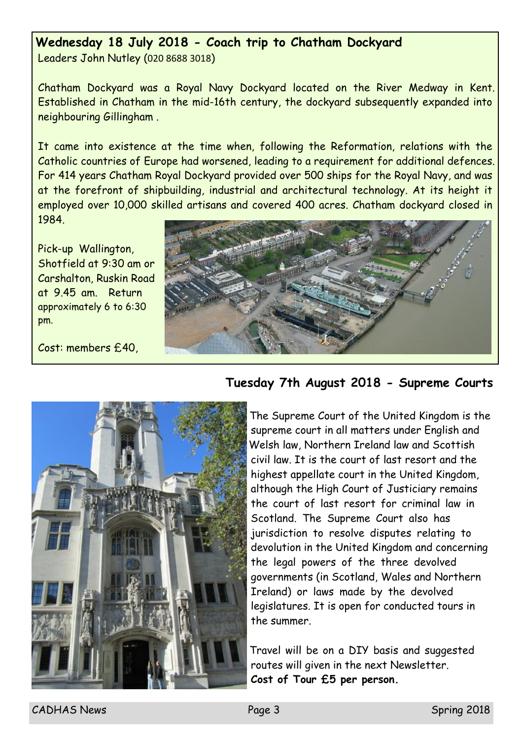**Wednesday 18 July 2018 - Coach trip to Chatham Dockyard**

Leaders John Nutley (020 8688 3018)

Chatham Dockyard was a Royal Navy Dockyard located on the River Medway in Kent. Established in Chatham in the mid-16th century, the dockyard subsequently expanded into neighbouring Gillingham .

It came into existence at the time when, following the Reformation, relations with the Catholic countries of Europe had worsened, leading to a requirement for additional defences. For 414 years Chatham Royal Dockyard provided over 500 ships for the Royal Navy, and was at the forefront of shipbuilding, industrial and architectural technology. At its height it employed over 10,000 skilled artisans and covered 400 acres. Chatham dockyard closed in 1984.

Pick-up Wallington, Shotfield at 9:30 am or Carshalton, Ruskin Road at 9.45 am. Return approximately 6 to 6:30 pm.

Cost: members £40,

**Tuesday 7th August 2018 - Supreme Courts**

The Supreme Court of the United Kingdom is the supreme court in all matters under English and Welsh law, Northern Ireland law and Scottish civil law. It is the court of last resort and the highest appellate court in the United Kingdom, although the High Court of Justiciary remains the court of last resort for criminal law in Scotland. The Supreme Court also has jurisdiction to resolve disputes relating to devolution in the United Kingdom and concerning the legal powers of the three devolved governments (in Scotland, Wales and Northern Ireland) or laws made by the devolved legislatures. It is open for conducted tours in the summer.

Travel will be on a DIY basis and suggested routes will given in the next Newsletter.
**Cost of Tour £5 per person.**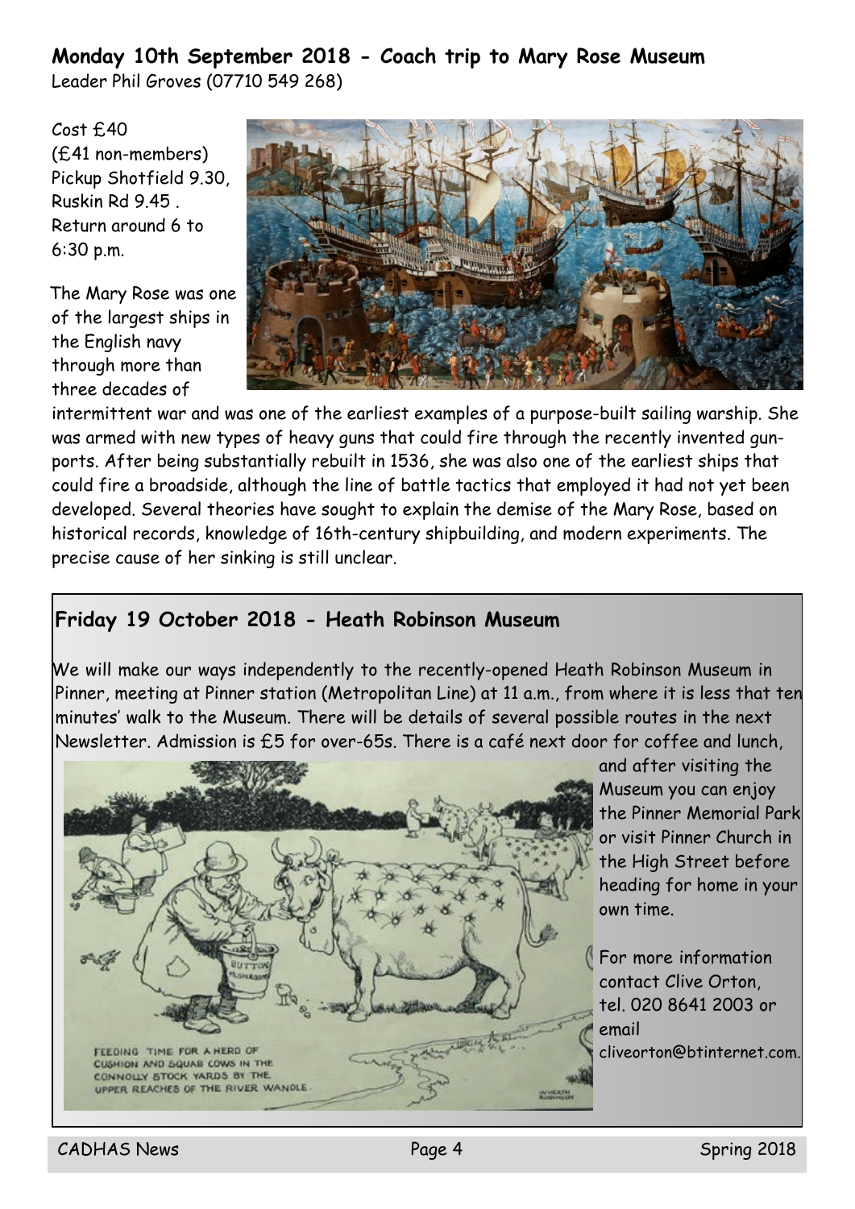## Monday 10th September 2018 - Coach trip to Mary Rose Museum

Leader Phil Groves (07710 549 268)

Cost £40
(£41 non-members)
Pickup Shotfield 9.30, Ruskin Rd 9.45 .
Return around 6 to 6:30 p.m.

The Mary Rose was one of the largest ships in the English navy through more than three decades of intermittent war and was one of the earliest examples of a purpose-built sailing warship. She was armed with new types of heavy guns that could fire through the recently invented gun-ports. After being substantially rebuilt in 1536, she was also one of the earliest ships that could fire a broadside, although the line of battle tactics that employed it had not yet been developed. Several theories have sought to explain the demise of the Mary Rose, based on historical records, knowledge of 16th-century shipbuilding, and modern experiments. The precise cause of her sinking is still unclear.

## Friday 19 October 2018 - Heath Robinson Museum

We will make our ways independently to the recently-opened Heath Robinson Museum in Pinner, meeting at Pinner station (Metropolitan Line) at 11 a.m., from where it is less that ten minutes' walk to the Museum. There will be details of several possible routes in the next Newsletter. Admission is £5 for over-65s. There is a café next door for coffee and lunch, and after visiting the Museum you can enjoy the Pinner Memorial Park or visit Pinner Church in the High Street before heading for home in your own time.

FEEDING TIME FOR A HERD OF CUSHION AND SQUAB COWS IN THE CONNOLLY STOCK YARDS BY THE UPPER REACHES OF THE RIVER WANDLE.

For more information contact Clive Orton, tel. 020 8641 2003 or email cliveorton@btinternet.com.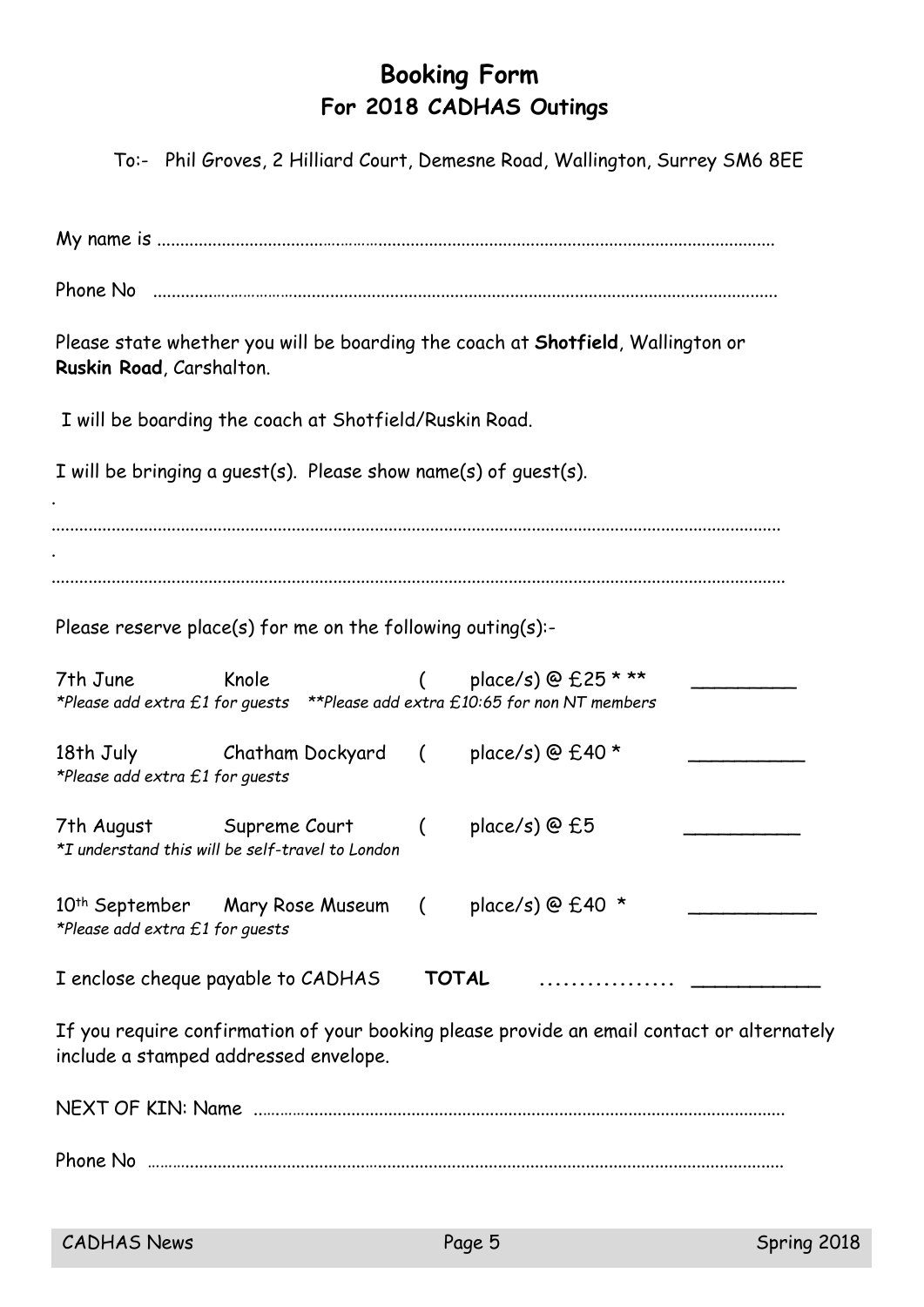# Booking Form

## For 2018 CADHAS Outings

To:- Phil Groves, 2 Hilliard Court, Demesne Road, Wallington, Surrey SM6 8EE

My name is ..................................................................................................................................

Phone No ....................................................................................................................................

Please state whether you will be boarding the coach at **Shotfield**, Wallington or **Ruskin Road**, Carshalton.

I will be boarding the coach at Shotfield/Ruskin Road.

I will be bringing a guest(s). Please show name(s) of guest(s).

.

.............................................................................................................................................................

.

.............................................................................................................................................................

Please reserve place(s) for me on the following outing(s):-

7th June Knole ( place/s) @ £25 * ** _________

*\*Please add extra £1 for guests \*\*Please add extra £10:65 for non NT members*

18th July Chatham Dockyard ( place/s) @ £40 * __________

*\*Please add extra £1 for guests*

7th August Supreme Court ( place/s) @ £5 __________

*\*I understand this will be self-travel to London*

10th September Mary Rose Museum ( place/s) @ £40 * ___________

*\*Please add extra £1 for guests*

I enclose cheque payable to CADHAS **TOTAL** ................. ___________

If you require confirmation of your booking please provide an email contact or alternately include a stamped addressed envelope.

NEXT OF KIN: Name ...................................................................................................................

Phone No ....................................................................................................................................